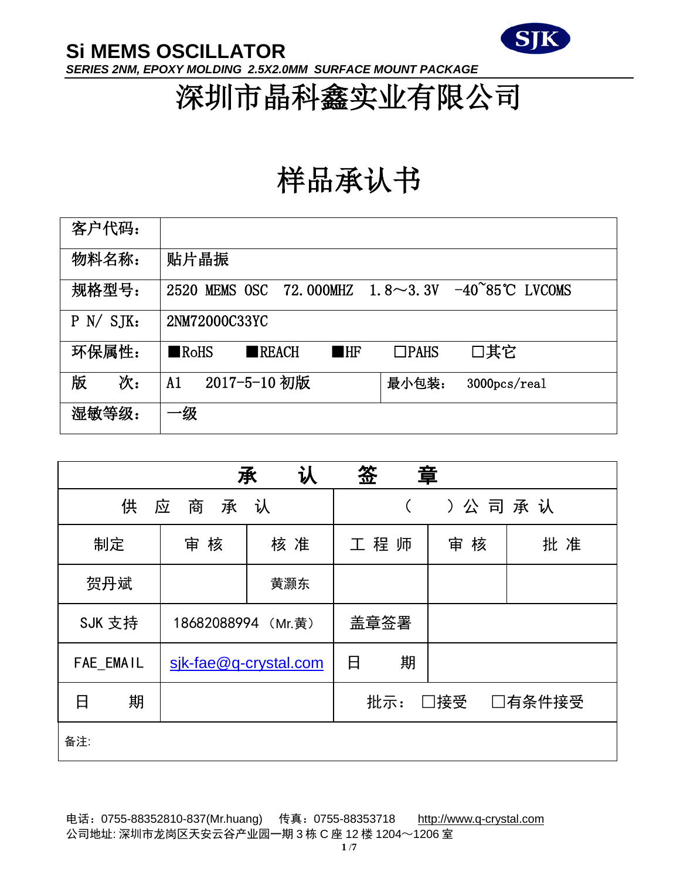# Si MEMS OSCILLATOR

*SERIES 2NM, EPOXY MOLDING 2.5X2.0MM SURFACE MOUNT PACKAGE*

SJK

# 深圳市晶科鑫实业有限公司

# 样品承认书

| 客户代码： | | | |
|---|---|---|---|
| 物料名称： | 贴片晶振 | | |
| 规格型号： | 2520 MEMS OSC 72.000MHZ 1.8～3.3V -40~85℃ LVCOMS | | |
| P N/ SJK: | 2NM72000C33YC | | |
| 环保属性： | ■RoHS ■REACH ■HF □PAHS □其它 | | |
| 版　　次： | A1　2017-5-10 初版 | 最小包装： | 3000pcs/real |
| 湿敏等级： | 一级 | | |

| 承 认 签 章 | | | | | |
|---|---|---|---|---|---|
| 供 应 商 承 认 | | | （　　）公 司 承 认 | | |
| 制定 | 审 核 | 核 准 | 工 程 师 | 审 核 | 批 准 |
| 贺丹斌 | | 黄灏东 | | | |
| SJK 支持 | 18682088994 （Mr.黄） | | 盖章签署 | | |
| FAE_EMAIL | sjk-fae@q-crystal.com | | 日　　期 | | |
| 日　　期 | | | 批示：□接受　□有条件接受 | | |
| 备注: | | | | | |

电话：0755-88352810-837(Mr.huang)　传真：0755-88353718　http://www.q-crystal.com

公司地址: 深圳市龙岗区天安云谷产业园一期 3 栋 C 座 12 楼 1204～1206 室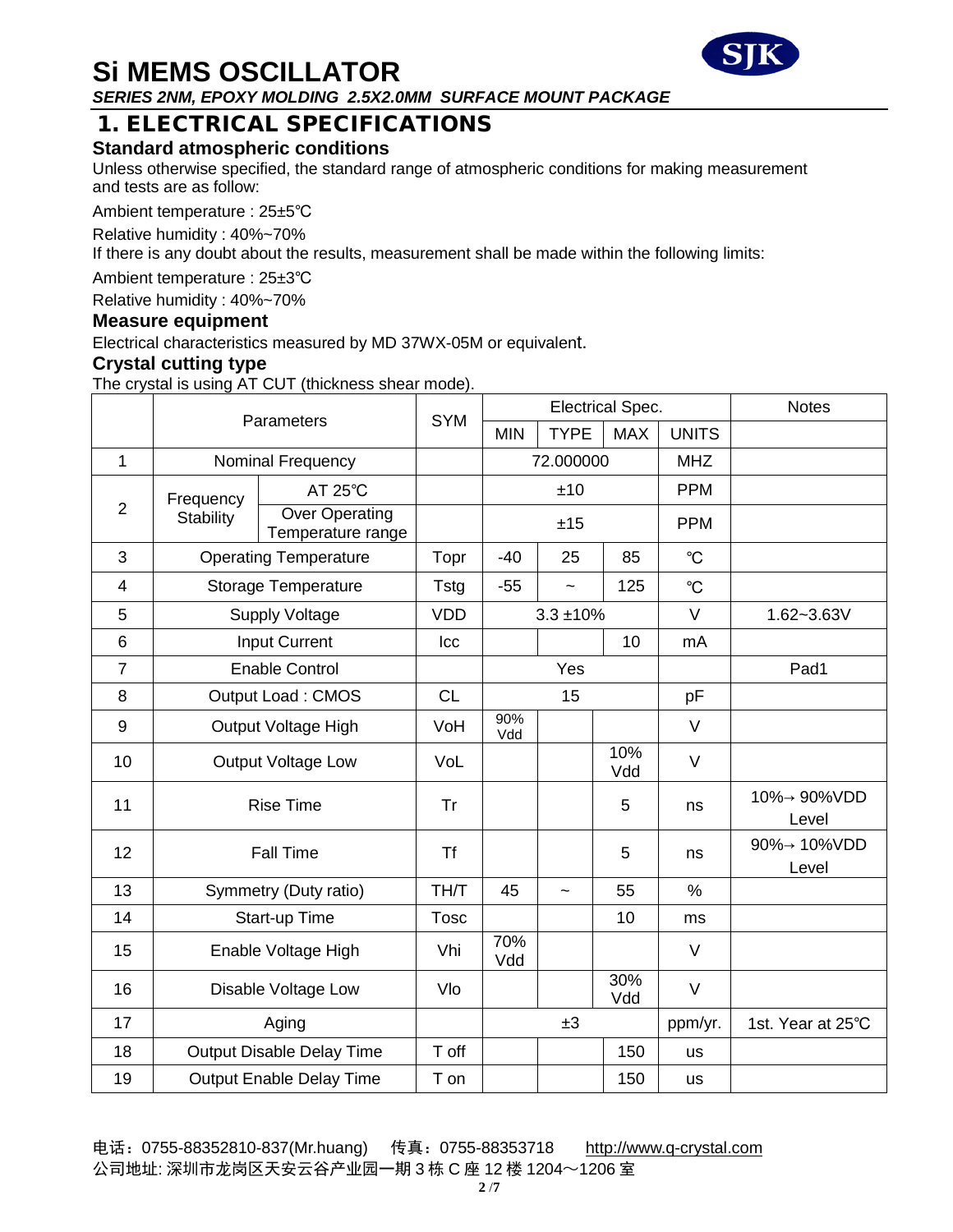# Si MEMS OSCILLATOR

***SERIES 2NM, EPOXY MOLDING 2.5X2.0MM SURFACE MOUNT PACKAGE***

## 1. ELECTRICAL SPECIFICATIONS

### Standard atmospheric conditions

Unless otherwise specified, the standard range of atmospheric conditions for making measurement and tests are as follow:

Ambient temperature : 25±5℃

Relative humidity : 40%~70%

If there is any doubt about the results, measurement shall be made within the following limits:

Ambient temperature : 25±3℃

Relative humidity : 40%~70%

### Measure equipment

Electrical characteristics measured by MD 37WX-05M or equivalent.

### Crystal cutting type

The crystal is using AT CUT (thickness shear mode).

| | Parameters | | SYM | Electrical Spec. | | | | Notes |
|---|---|---|---|---|---|---|---|---|
| | | | | MIN | TYPE | MAX | UNITS | |
| 1 | Nominal Frequency | | | 72.000000 | | | MHZ | |
| 2 | Frequency Stability | AT 25℃ | | ±10 | | | PPM | |
| | | Over Operating Temperature range | | ±15 | | | PPM | |
| 3 | Operating Temperature | | Topr | -40 | 25 | 85 | ℃ | |
| 4 | Storage Temperature | | Tstg | -55 | ~ | 125 | ℃ | |
| 5 | Supply Voltage | | VDD | 3.3 ±10% | | | V | 1.62~3.63V |
| 6 | Input Current | | Icc | | | 10 | mA | |
| 7 | Enable Control | | | Yes | | | | Pad1 |
| 8 | Output Load : CMOS | | CL | 15 | | | pF | |
| 9 | Output Voltage High | | VoH | 90% Vdd | | | V | |
| 10 | Output Voltage Low | | VoL | | | 10% Vdd | V | |
| 11 | Rise Time | | Tr | | | 5 | ns | 10%→ 90%VDD Level |
| 12 | Fall Time | | Tf | | | 5 | ns | 90%→ 10%VDD Level |
| 13 | Symmetry (Duty ratio) | | TH/T | 45 | ~ | 55 | % | |
| 14 | Start-up Time | | Tosc | | | 10 | ms | |
| 15 | Enable Voltage High | | Vhi | 70% Vdd | | | V | |
| 16 | Disable Voltage Low | | Vlo | | | 30% Vdd | V | |
| 17 | Aging | | | ±3 | | | ppm/yr. | 1st. Year at 25℃ |
| 18 | Output Disable Delay Time | | T off | | | 150 | us | |
| 19 | Output Enable Delay Time | | T on | | | 150 | us | |

电话：0755-88352810-837(Mr.huang)　传真：0755-88353718　http://www.q-crystal.com

公司地址: 深圳市龙岗区天安云谷产业园一期 3 栋 C 座 12 楼 1204～1206 室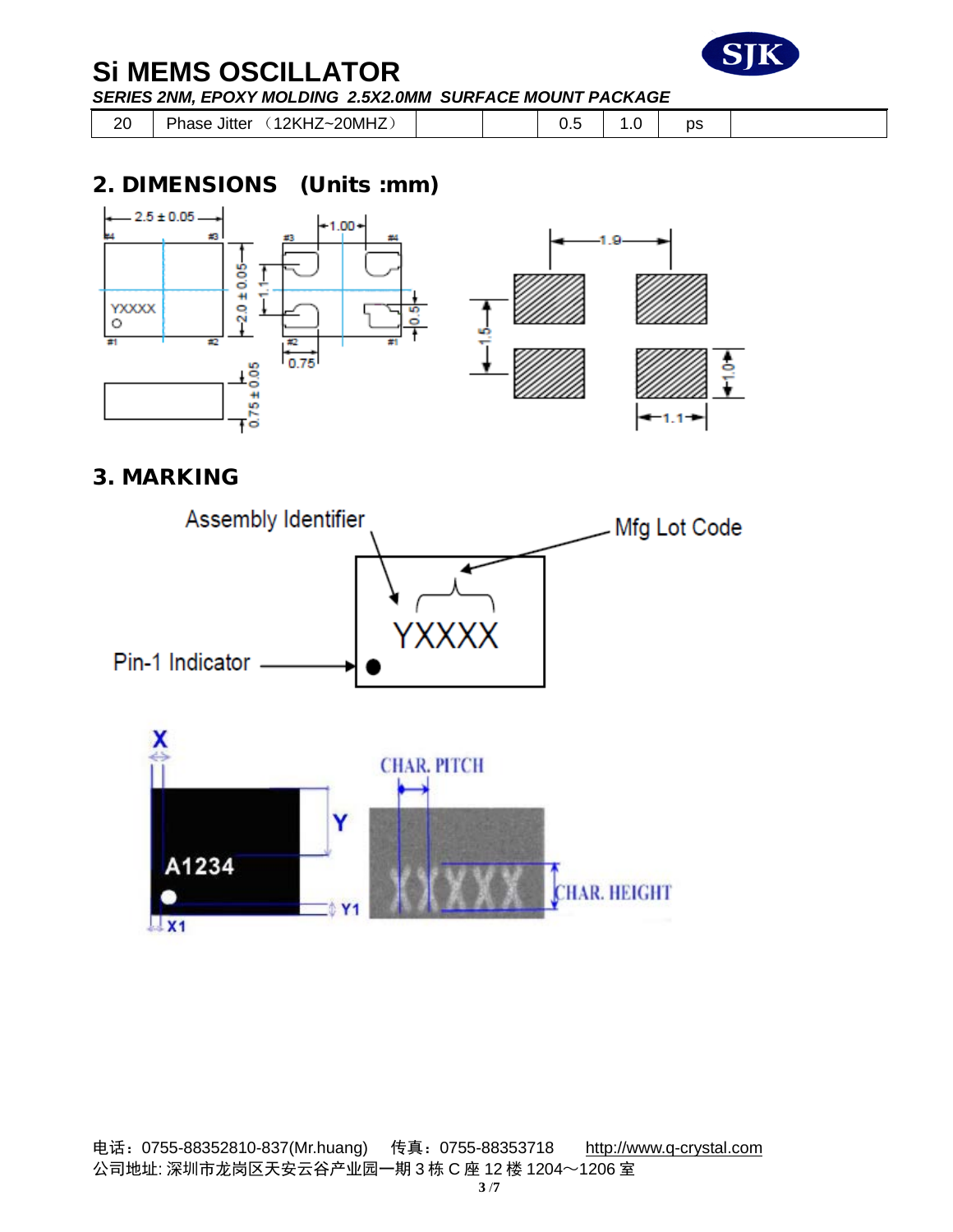| 20 | Phase Jitter （12KHZ~20MHZ） | | | 0.5 | 1.0 | ps | |
|---|---|---|---|---|---|---|---|

## 2. DIMENSIONS (Units :mm)

## 3. MARKING

电话：0755-88352810-837(Mr.huang)　传真：0755-88353718　http://www.q-crystal.com
公司地址: 深圳市龙岗区天安云谷产业园一期 3 栋 C 座 12 楼 1204～1206 室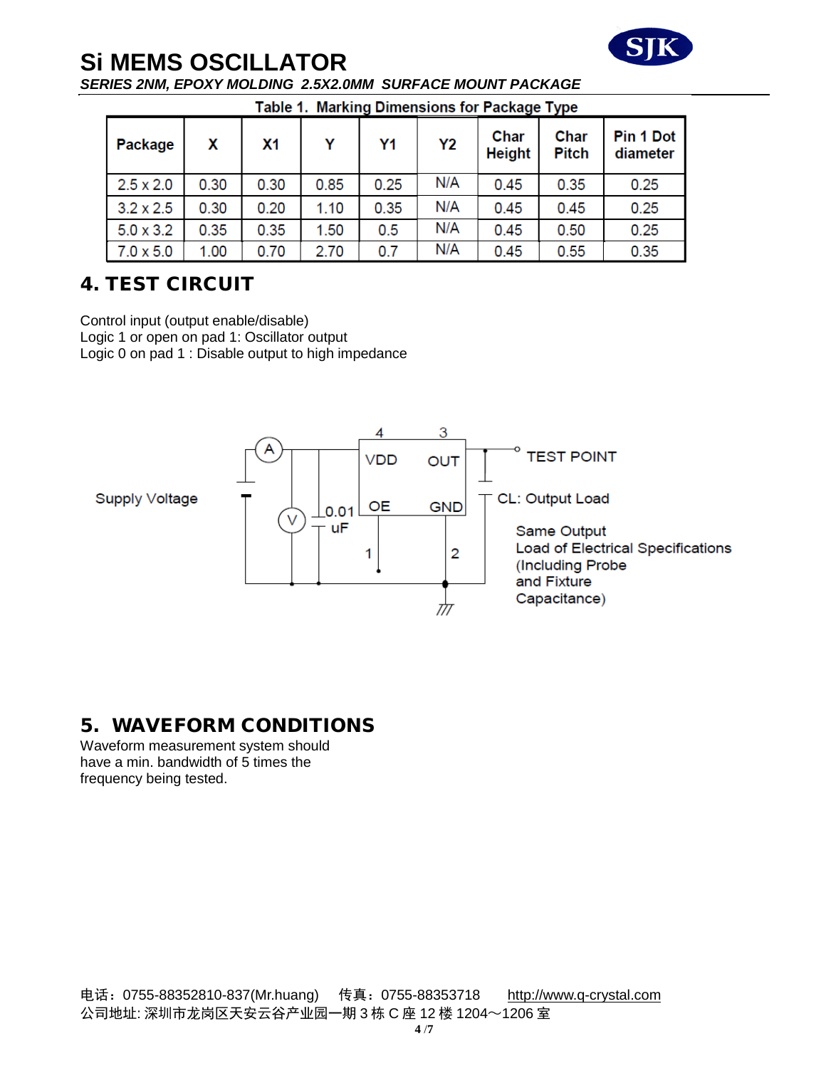Table 1. Marking Dimensions for Package Type

| Package | X | X1 | Y | Y1 | Y2 | Char Height | Char Pitch | Pin 1 Dot diameter |
|---|---|---|---|---|---|---|---|---|
| 2.5 x 2.0 | 0.30 | 0.30 | 0.85 | 0.25 | N/A | 0.45 | 0.35 | 0.25 |
| 3.2 x 2.5 | 0.30 | 0.20 | 1.10 | 0.35 | N/A | 0.45 | 0.45 | 0.25 |
| 5.0 x 3.2 | 0.35 | 0.35 | 1.50 | 0.5 | N/A | 0.45 | 0.50 | 0.25 |
| 7.0 x 5.0 | 1.00 | 0.70 | 2.70 | 0.7 | N/A | 0.45 | 0.55 | 0.35 |

## 4. TEST CIRCUIT

Control input (output enable/disable)
Logic 1 or open on pad 1: Oscillator output
Logic 0 on pad 1 : Disable output to high impedance

Supply Voltage

A, V, 0.01 uF

4 VDD, 3 OUT, 1 OE, 2 GND

TEST POINT

CL: Output Load

Same Output Load of Electrical Specifications (Including Probe and Fixture Capacitance)

## 5. WAVEFORM CONDITIONS

Waveform measurement system should have a min. bandwidth of 5 times the frequency being tested.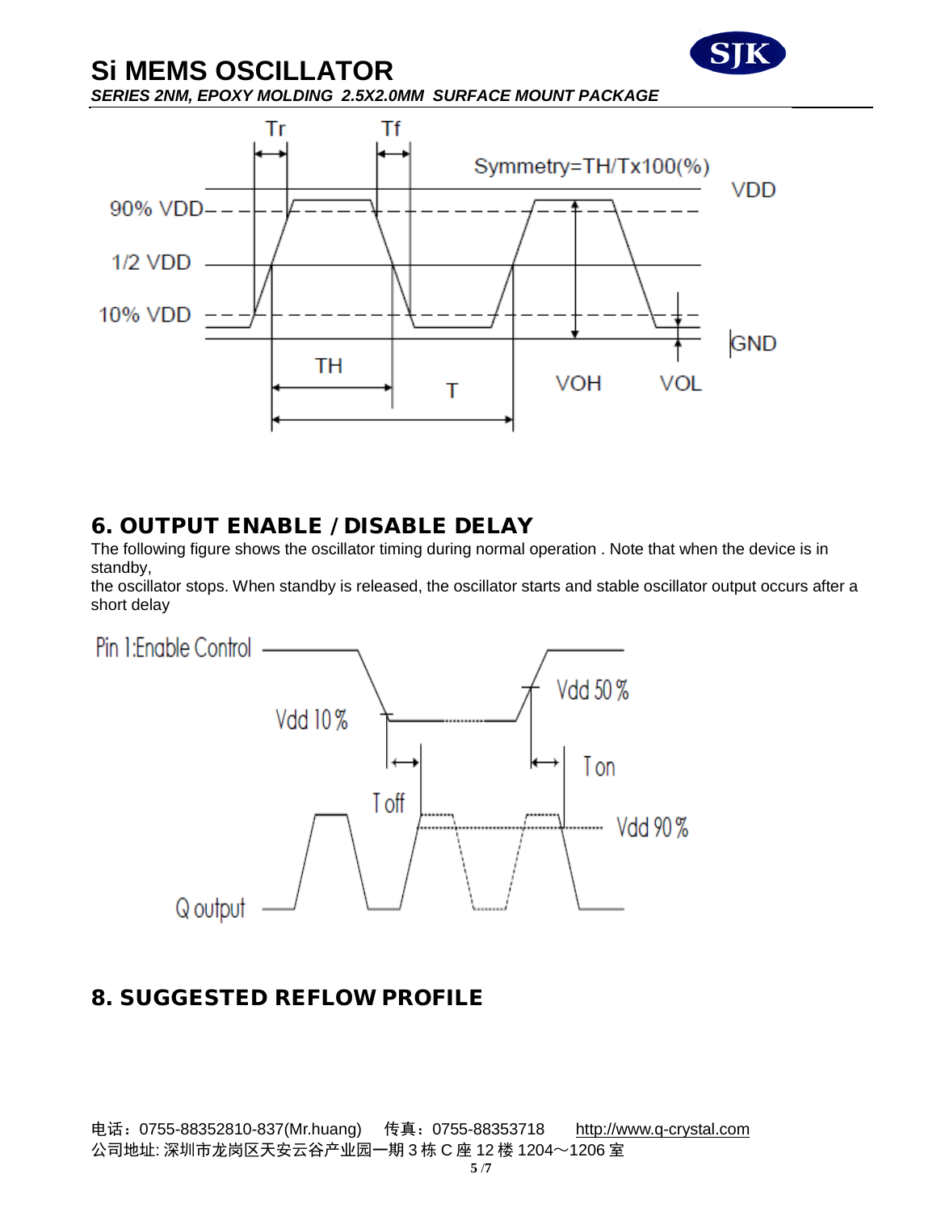## 6. OUTPUT ENABLE / DISABLE DELAY

The following figure shows the oscillator timing during normal operation . Note that when the device is in standby,
the oscillator stops. When standby is released, the oscillator starts and stable oscillator output occurs after a short delay

## 8. SUGGESTED REFLOW PROFILE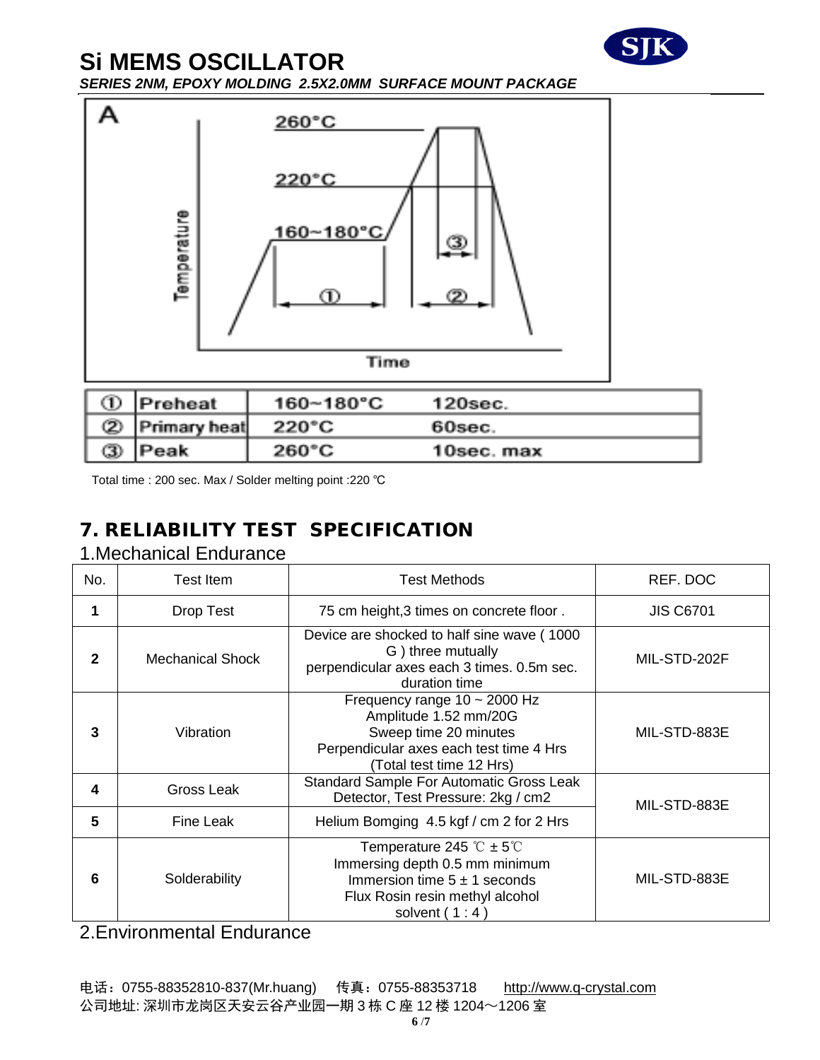| ① | Preheat | 160~180°C | 120sec. |
|---|---|---|---|
| ② | Primary heat | 220°C | 60sec. |
| ③ | Peak | 260°C | 10sec. max |

Total time : 200 sec. Max / Solder melting point :220 ℃

## 7. RELIABILITY TEST SPECIFICATION

### 1.Mechanical Endurance

| No. | Test Item | Test Methods | REF. DOC |
|---|---|---|---|
| 1 | Drop Test | 75 cm height,3 times on concrete floor . | JIS C6701 |
| 2 | Mechanical Shock | Device are shocked to half sine wave ( 1000 G ) three mutually perpendicular axes each 3 times. 0.5m sec. duration time | MIL-STD-202F |
| 3 | Vibration | Frequency range 10 ~ 2000 Hz<br>Amplitude 1.52 mm/20G<br>Sweep time 20 minutes<br>Perpendicular axes each test time 4 Hrs<br>(Total test time 12 Hrs) | MIL-STD-883E |
| 4 | Gross Leak | Standard Sample For Automatic Gross Leak Detector, Test Pressure: 2kg / cm2 | MIL-STD-883E |
| 5 | Fine Leak | Helium Bomging 4.5 kgf / cm 2 for 2 Hrs | |
| 6 | Solderability | Temperature 245 ℃ ± 5℃<br>Immersing depth 0.5 mm minimum<br>Immersion time 5 ± 1 seconds<br>Flux Rosin resin methyl alcohol solvent ( 1 : 4 ) | MIL-STD-883E |

### 2.Environmental Endurance

电话：0755-88352810-837(Mr.huang) 传真：0755-88353718 http://www.q-crystal.com
公司地址: 深圳市龙岗区天安云谷产业园一期 3 栋 C 座 12 楼 1204～1206 室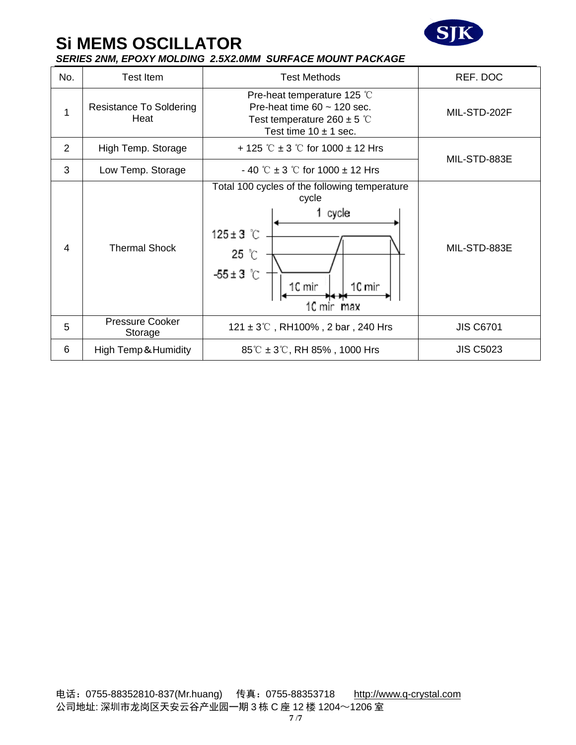# Si MEMS OSCILLATOR

***SERIES 2NM, EPOXY MOLDING 2.5X2.0MM SURFACE MOUNT PACKAGE***

| No. | Test Item | Test Methods | REF. DOC |
|---|---|---|---|
| 1 | Resistance To Soldering Heat | Pre-heat temperature 125 ℃<br>Pre-heat time 60 ~ 120 sec.<br>Test temperature 260 ± 5 ℃<br>Test time 10 ± 1 sec. | MIL-STD-202F |
| 2 | High Temp. Storage | + 125 ℃ ± 3 ℃ for 1000 ± 12 Hrs | MIL-STD-883E |
| 3 | Low Temp. Storage | - 40 ℃ ± 3 ℃ for 1000 ± 12 Hrs | |
| 4 | Thermal Shock | Total 100 cycles of the following temperature cycle<br>1 cycle<br>125 ± 3 ℃<br>25 ℃<br>-55 ± 3 ℃<br>10 min<br>10 min<br>10 min max | MIL-STD-883E |
| 5 | Pressure Cooker Storage | 121 ± 3℃ , RH100% , 2 bar , 240 Hrs | JIS C6701 |
| 6 | High Temp＆Humidity | 85℃ ± 3℃, RH 85% , 1000 Hrs | JIS C5023 |

电话：0755-88352810-837(Mr.huang)　传真：0755-88353718　http://www.q-crystal.com

公司地址: 深圳市龙岗区天安云谷产业园一期 3 栋 C 座 12 楼 1204～1206 室